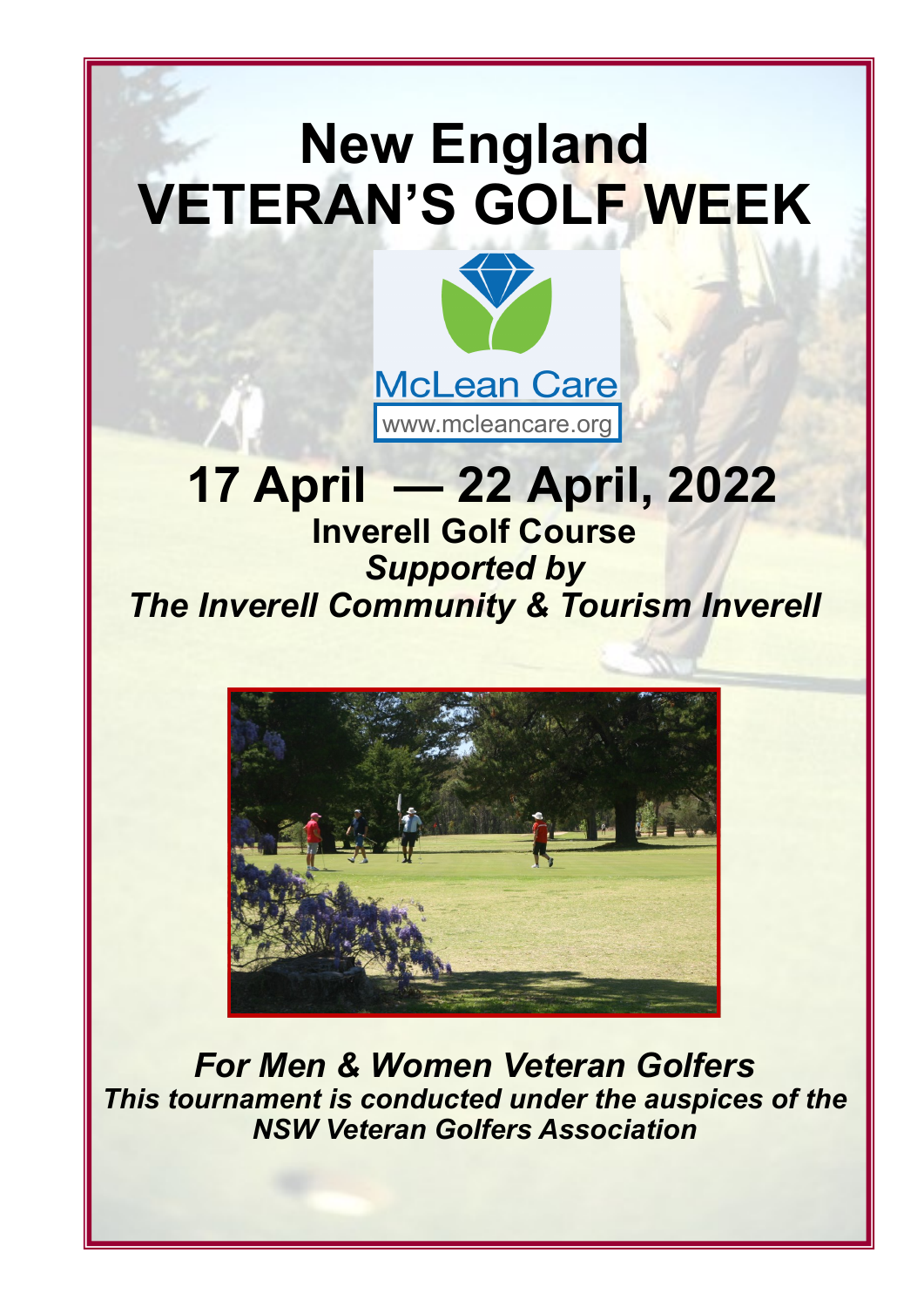# New England VETERAN'S GOLF WEEK

McLean Care

www.mcleancare.org

## 17 April — 22 April, 2022

**Inverell Golf Course**

***Supported by***

***The Inverell Community & Tourism Inverell***

***For Men & Women Veteran Golfers***

***This tournament is conducted under the auspices of the NSW Veteran Golfers Association***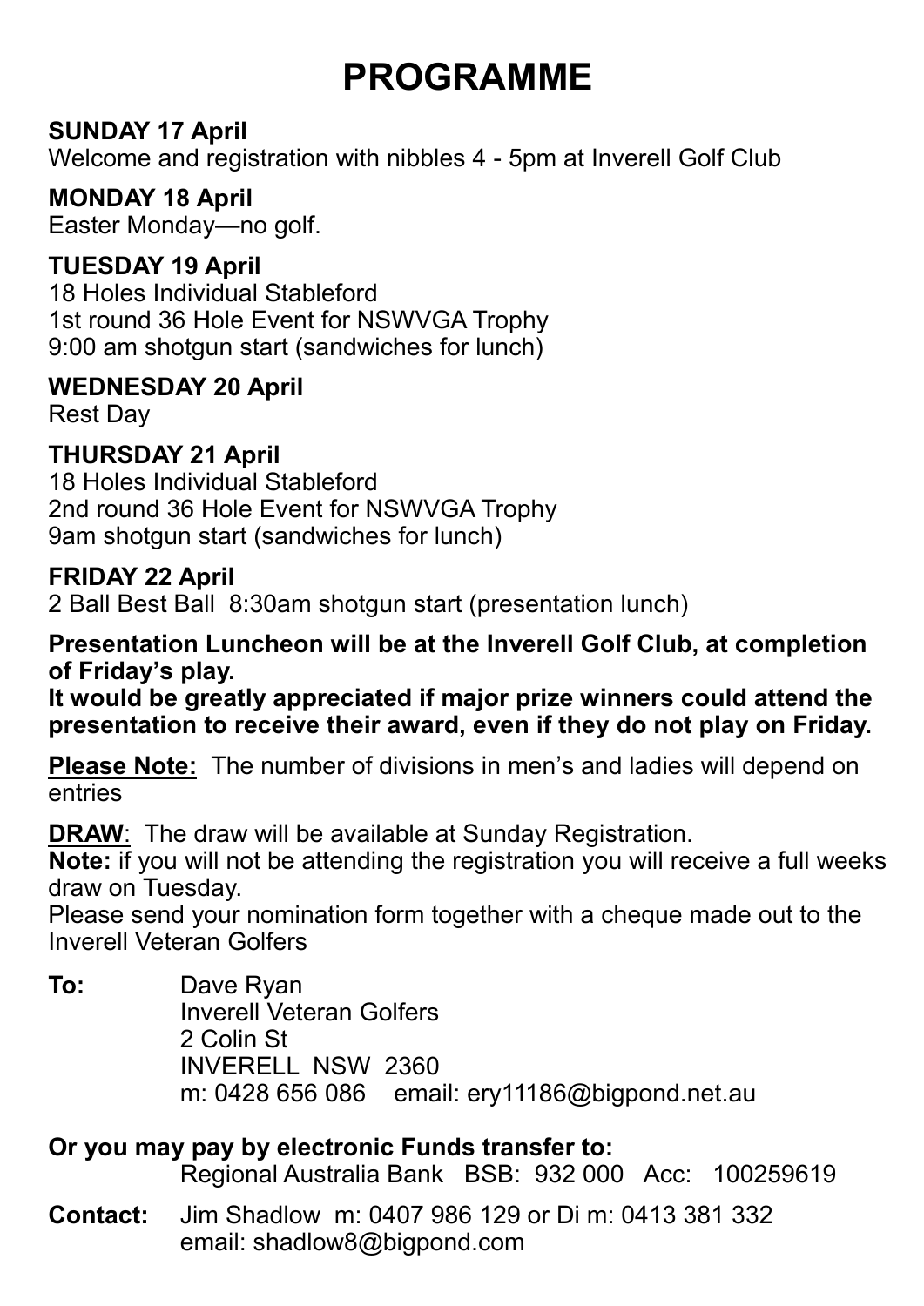# PROGRAMME

**SUNDAY 17 April**
Welcome and registration with nibbles 4 - 5pm at Inverell Golf Club

**MONDAY 18 April**
Easter Monday—no golf.

**TUESDAY 19 April**
18 Holes Individual Stableford
1st round 36 Hole Event for NSWVGA Trophy
9:00 am shotgun start (sandwiches for lunch)

**WEDNESDAY 20 April**
Rest Day

**THURSDAY 21 April**
18 Holes Individual Stableford
2nd round 36 Hole Event for NSWVGA Trophy
9am shotgun start (sandwiches for lunch)

**FRIDAY 22 April**
2 Ball Best Ball 8:30am shotgun start (presentation lunch)

**Presentation Luncheon will be at the Inverell Golf Club, at completion of Friday's play.**
**It would be greatly appreciated if major prize winners could attend the presentation to receive their award, even if they do not play on Friday.**

**Please Note:** The number of divisions in men's and ladies will depend on entries

**DRAW**: The draw will be available at Sunday Registration.
**Note:** if you will not be attending the registration you will receive a full weeks draw on Tuesday.
Please send your nomination form together with a cheque made out to the Inverell Veteran Golfers

**To:** Dave Ryan
Inverell Veteran Golfers
2 Colin St
INVERELL NSW 2360
m: 0428 656 086 email: ery11186@bigpond.net.au

**Or you may pay by electronic Funds transfer to:**
Regional Australia Bank BSB: 932 000 Acc: 100259619

**Contact:** Jim Shadlow m: 0407 986 129 or Di m: 0413 381 332
email: shadlow8@bigpond.com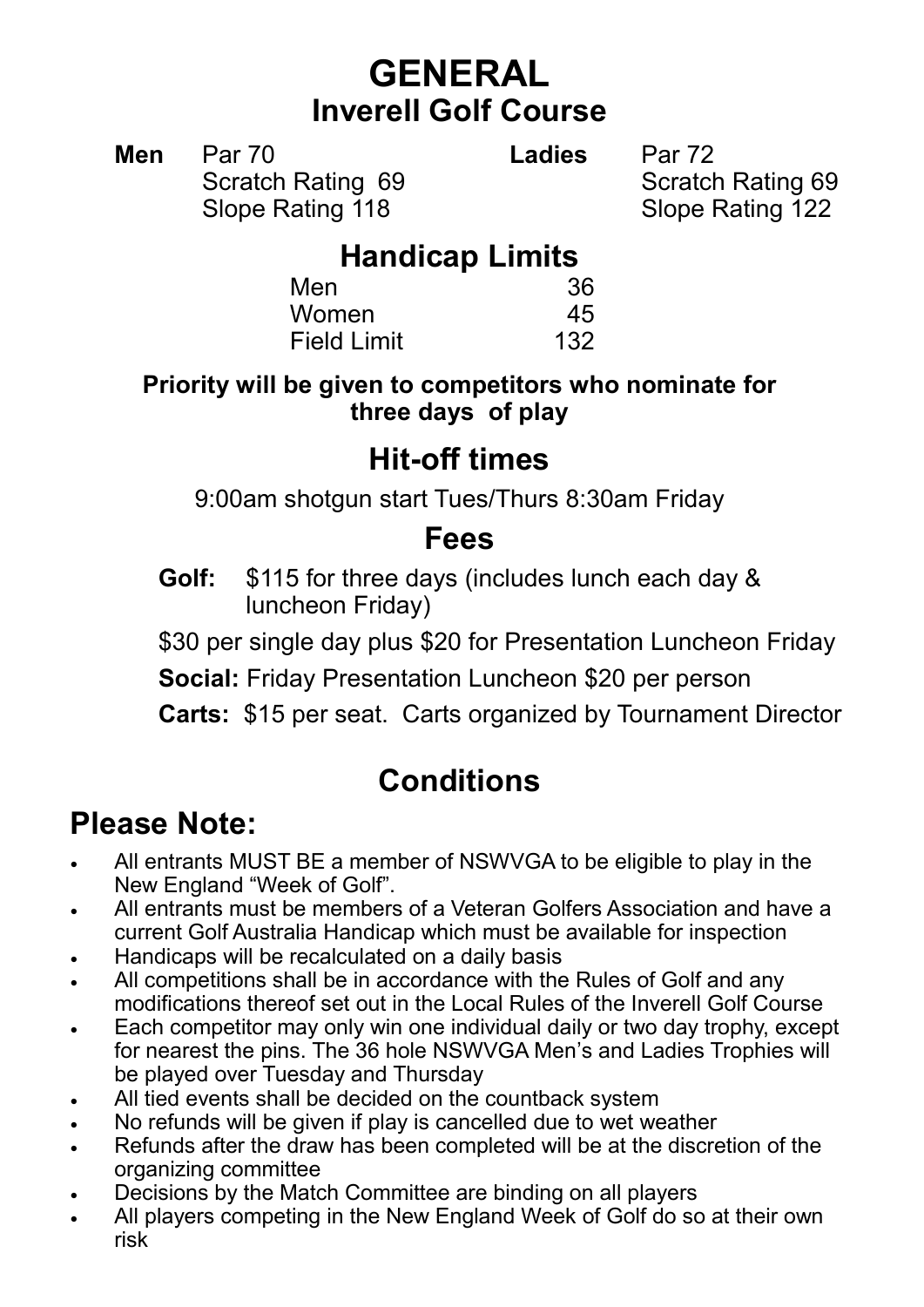# GENERAL

## Inverell Golf Course

| **Men** | | **Ladies** | |
|---|---|---|---|
| | Par 70 | | Par 72 |
| | Scratch Rating 69 | | Scratch Rating 69 |
| | Slope Rating 118 | | Slope Rating 122 |

## Handicap Limits

| | |
|---|---|
| Men | 36 |
| Women | 45 |
| Field Limit | 132 |

**Priority will be given to competitors who nominate for three days of play**

## Hit-off times

9:00am shotgun start Tues/Thurs 8:30am Friday

## Fees

**Golf:** $115 for three days (includes lunch each day & luncheon Friday)

$30 per single day plus $20 for Presentation Luncheon Friday

**Social:** Friday Presentation Luncheon $20 per person

**Carts:** $15 per seat. Carts organized by Tournament Director

## Conditions

# Please Note:

- All entrants MUST BE a member of NSWVGA to be eligible to play in the New England "Week of Golf".
- All entrants must be members of a Veteran Golfers Association and have a current Golf Australia Handicap which must be available for inspection
- Handicaps will be recalculated on a daily basis
- All competitions shall be in accordance with the Rules of Golf and any modifications thereof set out in the Local Rules of the Inverell Golf Course
- Each competitor may only win one individual daily or two day trophy, except for nearest the pins. The 36 hole NSWVGA Men's and Ladies Trophies will be played over Tuesday and Thursday
- All tied events shall be decided on the countback system
- No refunds will be given if play is cancelled due to wet weather
- Refunds after the draw has been completed will be at the discretion of the organizing committee
- Decisions by the Match Committee are binding on all players
- All players competing in the New England Week of Golf do so at their own risk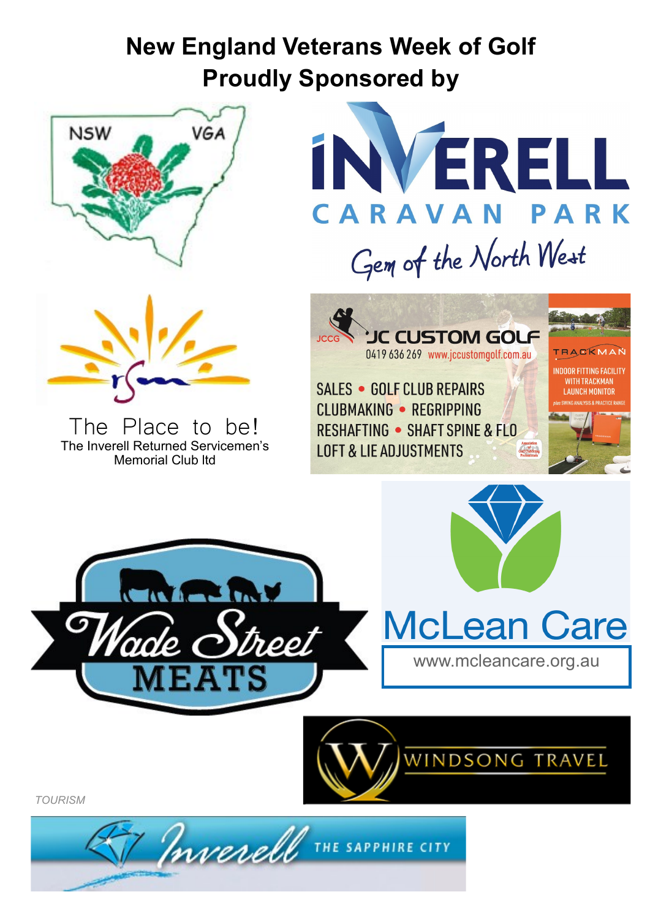# New England Veterans Week of Golf
# Proudly Sponsored by

NSW VGA

INVERELL
CARAVAN PARK
Gem of the North West

rsm
The Place to be!
The Inverell Returned Servicemen's
Memorial Club ltd

JCCG JC CUSTOM GOLF
0419 636 269 www.jccustomgolf.com.au
SALES • GOLF CLUB REPAIRS
CLUBMAKING • REGRIPPING
RESHAFTING • SHAFT SPINE & FLO
LOFT & LIE ADJUSTMENTS

TRACKMAN
INDOOR FITTING FACILITY WITH TRACKMAN LAUNCH MONITOR
plus SWING ANALYSIS & PRACTICE RANGE

Wade Street
MEATS

McLean Care
www.mcleancare.org.au

WINDSONG TRAVEL

*TOURISM*

Inverell THE SAPPHIRE CITY